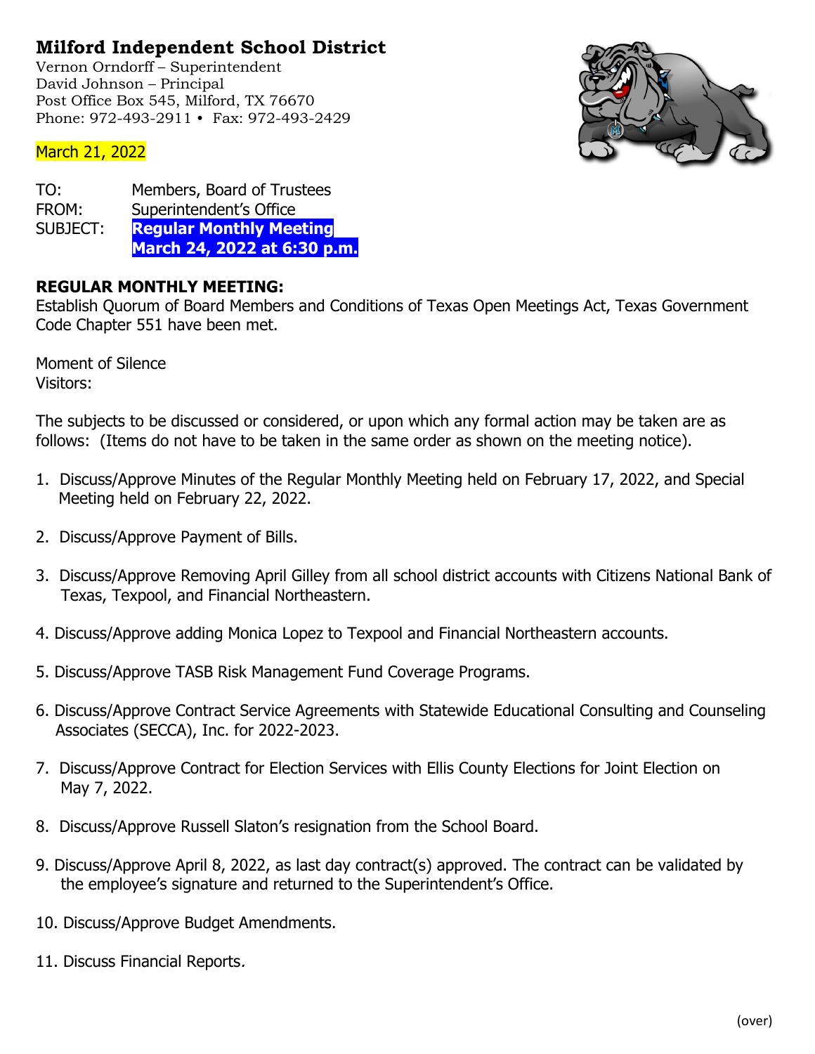# Milford Independent School District

Vernon Orndorff – Superintendent
David Johnson – Principal
Post Office Box 545, Milford, TX 76670
Phone: 972-493-2911 • Fax: 972-493-2429

March 21, 2022

TO: Members, Board of Trustees
FROM: Superintendent's Office
SUBJECT: **Regular Monthly Meeting**
**March 24, 2022 at 6:30 p.m.**

**REGULAR MONTHLY MEETING:**
Establish Quorum of Board Members and Conditions of Texas Open Meetings Act, Texas Government Code Chapter 551 have been met.

Moment of Silence
Visitors:

The subjects to be discussed or considered, or upon which any formal action may be taken are as follows: (Items do not have to be taken in the same order as shown on the meeting notice).

1. Discuss/Approve Minutes of the Regular Monthly Meeting held on February 17, 2022, and Special Meeting held on February 22, 2022.

2. Discuss/Approve Payment of Bills.

3. Discuss/Approve Removing April Gilley from all school district accounts with Citizens National Bank of Texas, Texpool, and Financial Northeastern.

4. Discuss/Approve adding Monica Lopez to Texpool and Financial Northeastern accounts.

5. Discuss/Approve TASB Risk Management Fund Coverage Programs.

6. Discuss/Approve Contract Service Agreements with Statewide Educational Consulting and Counseling Associates (SECCA), Inc. for 2022-2023.

7. Discuss/Approve Contract for Election Services with Ellis County Elections for Joint Election on May 7, 2022.

8. Discuss/Approve Russell Slaton's resignation from the School Board.

9. Discuss/Approve April 8, 2022, as last day contract(s) approved. The contract can be validated by the employee's signature and returned to the Superintendent's Office.

10. Discuss/Approve Budget Amendments.

11. Discuss Financial Reports.

(over)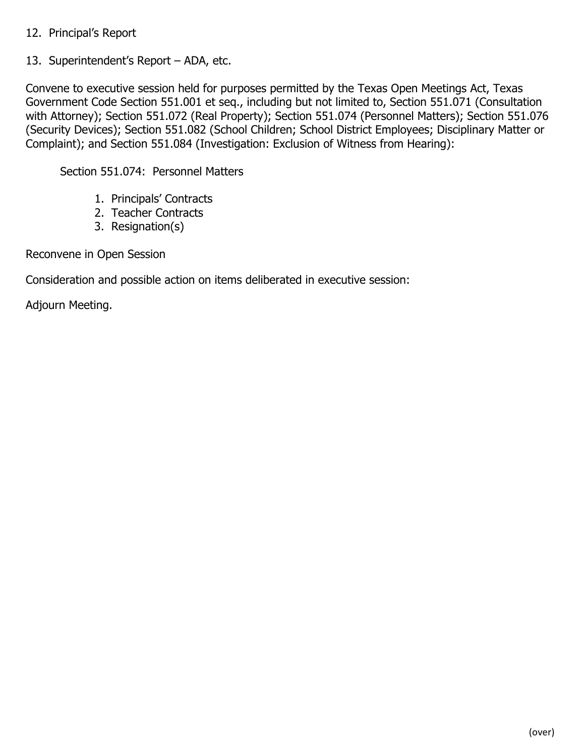12. Principal's Report

13. Superintendent's Report – ADA, etc.

Convene to executive session held for purposes permitted by the Texas Open Meetings Act, Texas Government Code Section 551.001 et seq., including but not limited to, Section 551.071 (Consultation with Attorney); Section 551.072 (Real Property); Section 551.074 (Personnel Matters); Section 551.076 (Security Devices); Section 551.082 (School Children; School District Employees; Disciplinary Matter or Complaint); and Section 551.084 (Investigation: Exclusion of Witness from Hearing):

Section 551.074: Personnel Matters

1. Principals' Contracts
2. Teacher Contracts
3. Resignation(s)

Reconvene in Open Session

Consideration and possible action on items deliberated in executive session:

Adjourn Meeting.

(over)